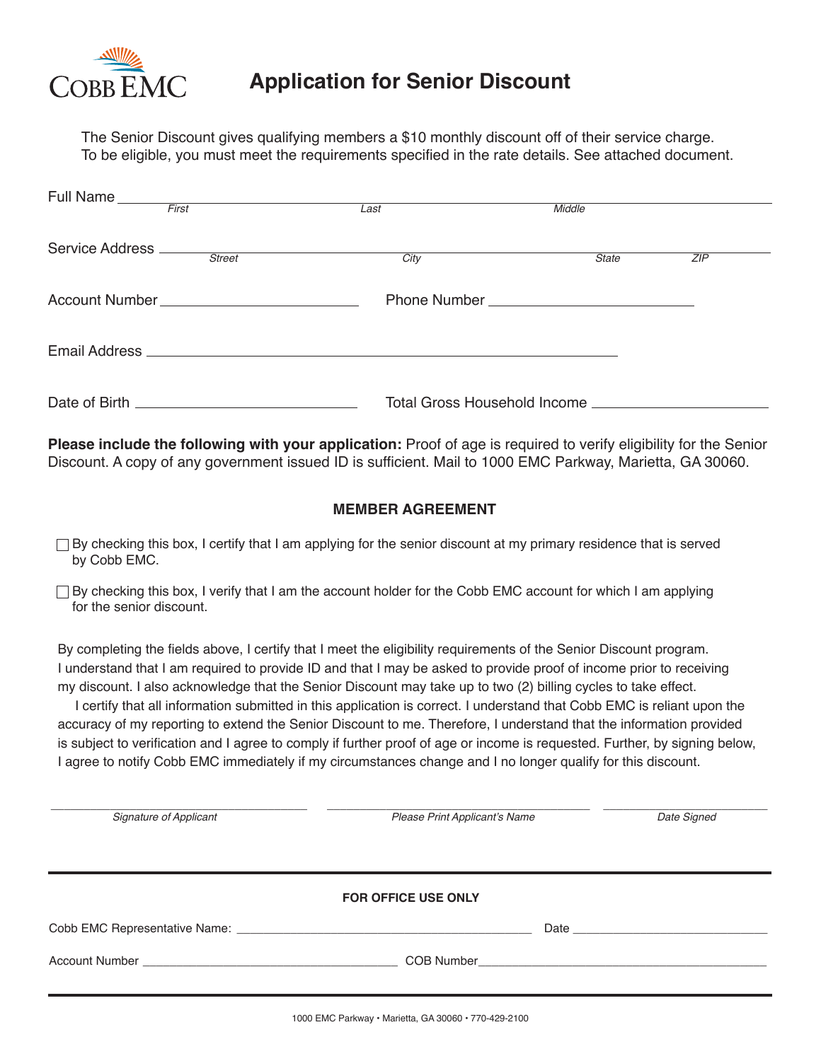COBB EMC

# Application for Senior Discount

The Senior Discount gives qualifying members a $10 monthly discount off of their service charge. To be eligible, you must meet the requirements specified in the rate details. See attached document.

Full Name ______________________________________________
*First* *Last* *Middle*

Service Address ______________________________________________
*Street* *City* *State* *ZIP*

Account Number ____________________ Phone Number ____________________

Email Address ______________________________________________

Date of Birth ____________________ Total Gross Household Income ____________________

**Please include the following with your application:** Proof of age is required to verify eligibility for the Senior Discount. A copy of any government issued ID is sufficient. Mail to 1000 EMC Parkway, Marietta, GA 30060.

## MEMBER AGREEMENT

☐ By checking this box, I certify that I am applying for the senior discount at my primary residence that is served by Cobb EMC.

☐ By checking this box, I verify that I am the account holder for the Cobb EMC account for which I am applying for the senior discount.

By completing the fields above, I certify that I meet the eligibility requirements of the Senior Discount program. I understand that I am required to provide ID and that I may be asked to provide proof of income prior to receiving my discount. I also acknowledge that the Senior Discount may take up to two (2) billing cycles to take effect.

I certify that all information submitted in this application is correct. I understand that Cobb EMC is reliant upon the accuracy of my reporting to extend the Senior Discount to me. Therefore, I understand that the information provided is subject to verification and I agree to comply if further proof of age or income is requested. Further, by signing below, I agree to notify Cobb EMC immediately if my circumstances change and I no longer qualify for this discount.

____________________ ____________________ ____________________
*Signature of Applicant* *Please Print Applicant's Name* *Date Signed*

---

**FOR OFFICE USE ONLY**

Cobb EMC Representative Name: ____________________ Date ____________________

Account Number ____________________ COB Number ____________________

---

1000 EMC Parkway • Marietta, GA 30060 • 770-429-2100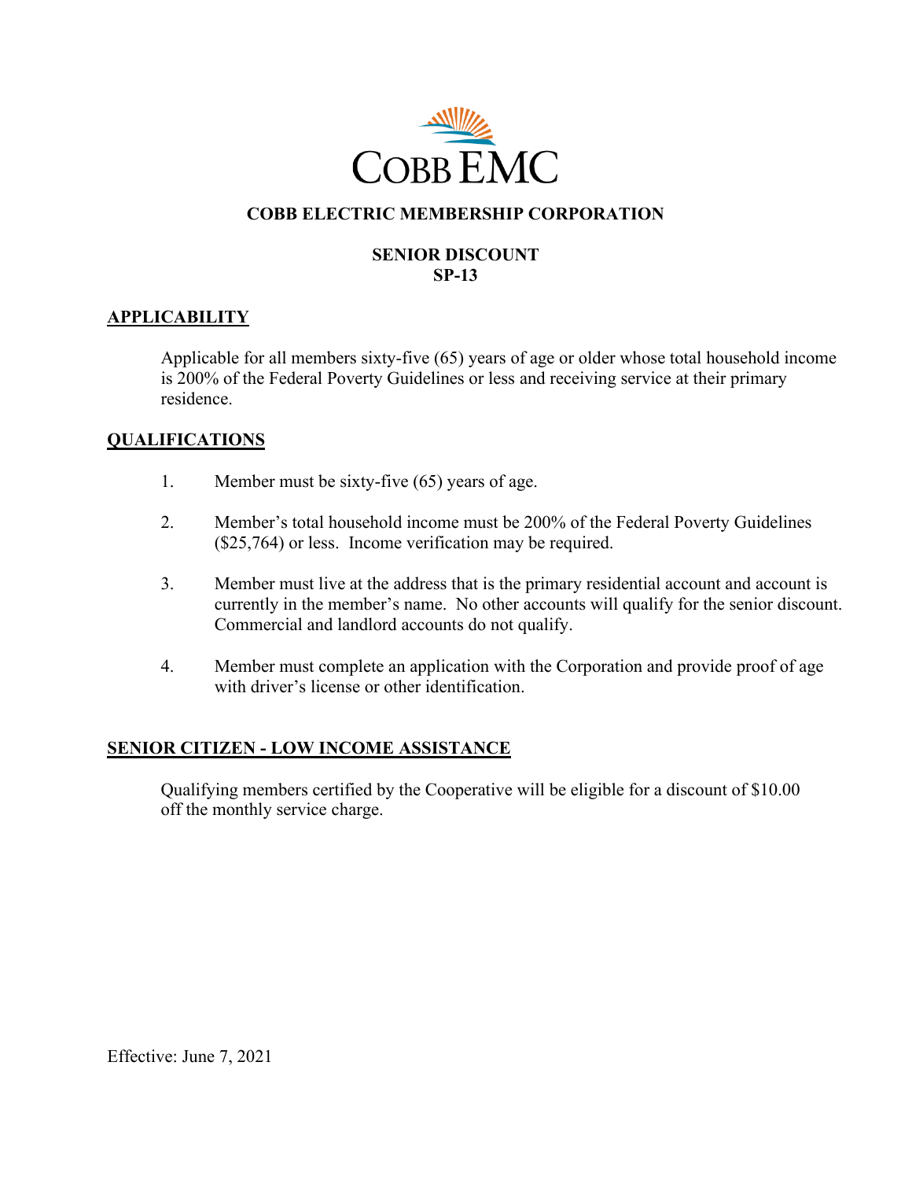COBB EMC

# COBB ELECTRIC MEMBERSHIP CORPORATION

## SENIOR DISCOUNT
## SP-13

**APPLICABILITY**

Applicable for all members sixty-five (65) years of age or older whose total household income is 200% of the Federal Poverty Guidelines or less and receiving service at their primary residence.

**QUALIFICATIONS**

1. Member must be sixty-five (65) years of age.

2. Member's total household income must be 200% of the Federal Poverty Guidelines ($25,764) or less. Income verification may be required.

3. Member must live at the address that is the primary residential account and account is currently in the member's name. No other accounts will qualify for the senior discount. Commercial and landlord accounts do not qualify.

4. Member must complete an application with the Corporation and provide proof of age with driver's license or other identification.

**SENIOR CITIZEN - LOW INCOME ASSISTANCE**

Qualifying members certified by the Cooperative will be eligible for a discount of $10.00 off the monthly service charge.

Effective: June 7, 2021